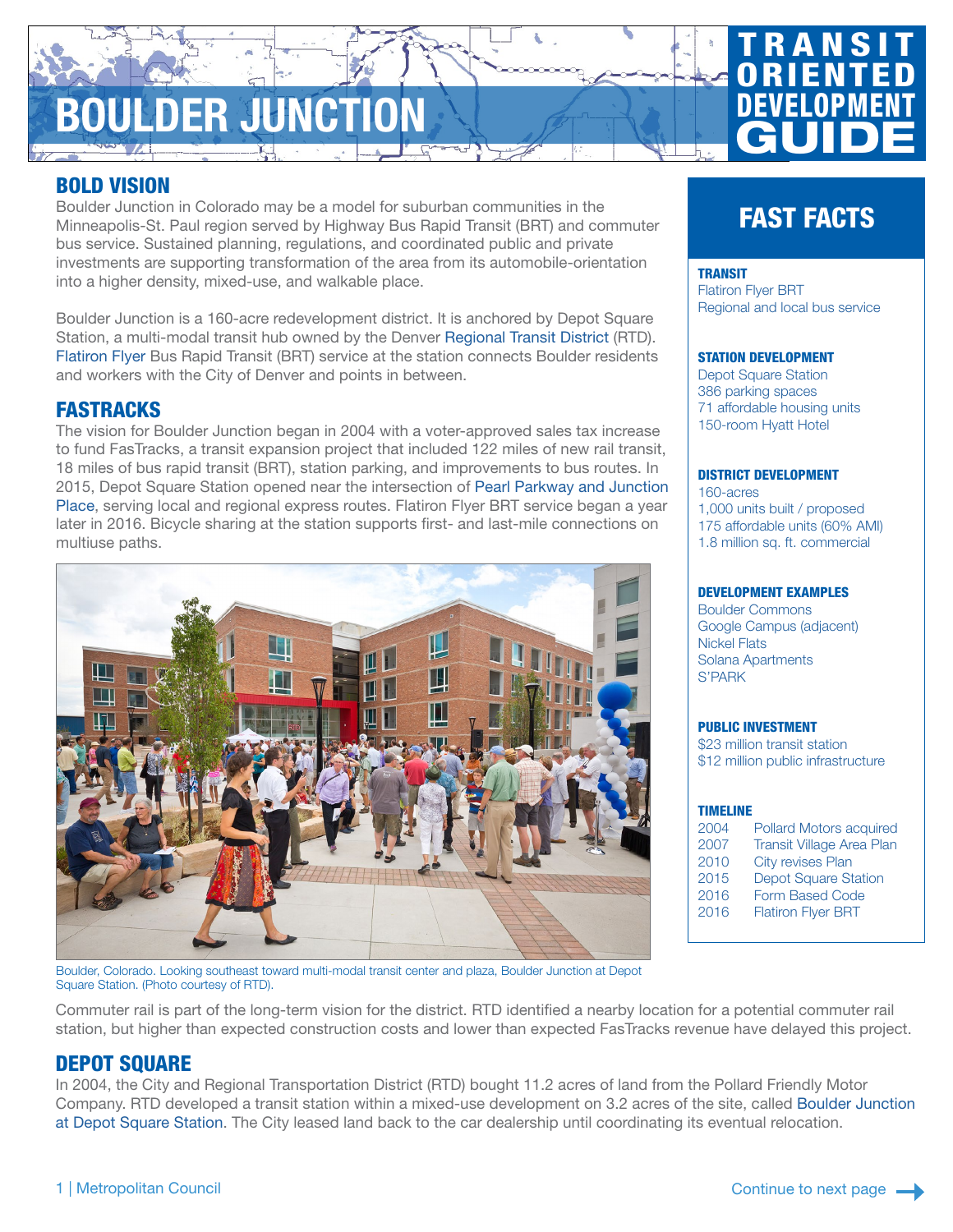# BOULDER JUNCTION

TRANSIT ORIENTED DEVELOPMENT GUIDE

## BOLD VISION

Boulder Junction in Colorado may be a model for suburban communities in the Minneapolis-St. Paul region served by Highway Bus Rapid Transit (BRT) and commuter bus service. Sustained planning, regulations, and coordinated public and private investments are supporting transformation of the area from its automobile-orientation into a higher density, mixed-use, and walkable place.

Boulder Junction is a 160-acre redevelopment district. It is anchored by Depot Square Station, a multi-modal transit hub owned by the Denver Regional Transit District (RTD). Flatiron Flyer Bus Rapid Transit (BRT) service at the station connects Boulder residents and workers with the City of Denver and points in between.

## FASTRACKS

The vision for Boulder Junction began in 2004 with a voter-approved sales tax increase to fund FasTracks, a transit expansion project that included 122 miles of new rail transit, 18 miles of bus rapid transit (BRT), station parking, and improvements to bus routes. In 2015, Depot Square Station opened near the intersection of Pearl Parkway and Junction Place, serving local and regional express routes. Flatiron Flyer BRT service began a year later in 2016. Bicycle sharing at the station supports first- and last-mile connections on multiuse paths.

Boulder, Colorado. Looking southeast toward multi-modal transit center and plaza, Boulder Junction at Depot Square Station. (Photo courtesy of RTD).

Commuter rail is part of the long-term vision for the district. RTD identified a nearby location for a potential commuter rail station, but higher than expected construction costs and lower than expected FasTracks revenue have delayed this project.

## DEPOT SQUARE

In 2004, the City and Regional Transportation District (RTD) bought 11.2 acres of land from the Pollard Friendly Motor Company. RTD developed a transit station within a mixed-use development on 3.2 acres of the site, called Boulder Junction at Depot Square Station. The City leased land back to the car dealership until coordinating its eventual relocation.

## FAST FACTS

**TRANSIT**
Flatiron Flyer BRT
Regional and local bus service

**STATION DEVELOPMENT**
Depot Square Station
386 parking spaces
71 affordable housing units
150-room Hyatt Hotel

**DISTRICT DEVELOPMENT**
160-acres
1,000 units built / proposed
175 affordable units (60% AMI)
1.8 million sq. ft. commercial

**DEVELOPMENT EXAMPLES**
Boulder Commons
Google Campus (adjacent)
Nickel Flats
Solana Apartments
S'PARK

**PUBLIC INVESTMENT**
$23 million transit station
$12 million public infrastructure

**TIMELINE**

| | |
|---|---|
| 2004 | Pollard Motors acquired |
| 2007 | Transit Village Area Plan |
| 2010 | City revises Plan |
| 2015 | Depot Square Station |
| 2016 | Form Based Code |
| 2016 | Flatiron Flyer BRT |

Continue to next page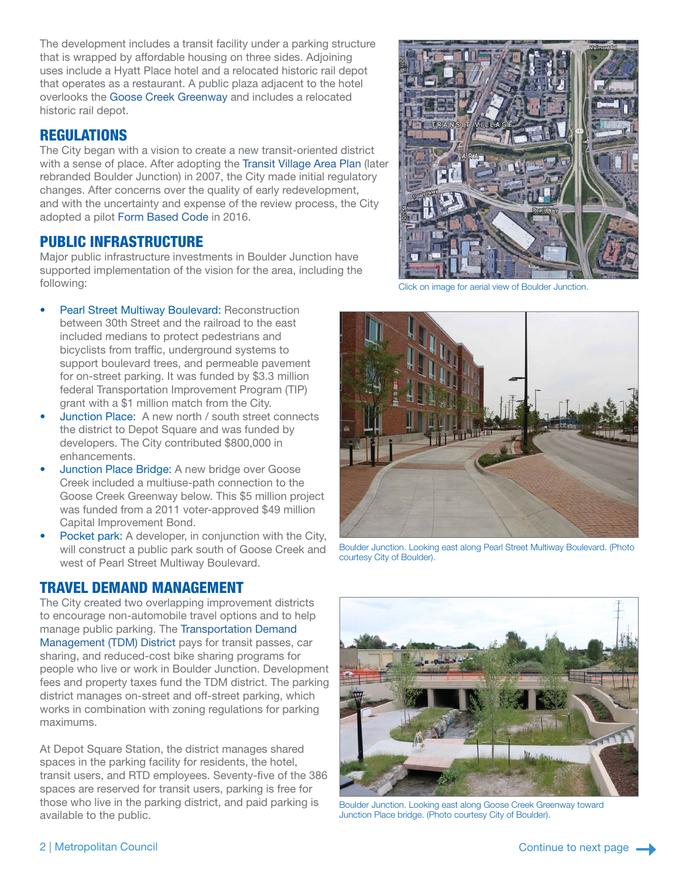The development includes a transit facility under a parking structure that is wrapped by affordable housing on three sides. Adjoining uses include a Hyatt Place hotel and a relocated historic rail depot that operates as a restaurant. A public plaza adjacent to the hotel overlooks the Goose Creek Greenway and includes a relocated historic rail depot.

## REGULATIONS

The City began with a vision to create a new transit-oriented district with a sense of place. After adopting the Transit Village Area Plan (later rebranded Boulder Junction) in 2007, the City made initial regulatory changes. After concerns over the quality of early redevelopment, and with the uncertainty and expense of the review process, the City adopted a pilot Form Based Code in 2016.

Click on image for aerial view of Boulder Junction.

## PUBLIC INFRASTRUCTURE

Major public infrastructure investments in Boulder Junction have supported implementation of the vision for the area, including the following:

- Pearl Street Multiway Boulevard: Reconstruction between 30th Street and the railroad to the east included medians to protect pedestrians and bicyclists from traffic, underground systems to support boulevard trees, and permeable pavement for on-street parking. It was funded by $3.3 million federal Transportation Improvement Program (TIP) grant with a $1 million match from the City.
- Junction Place: A new north / south street connects the district to Depot Square and was funded by developers. The City contributed $800,000 in enhancements.
- Junction Place Bridge: A new bridge over Goose Creek included a multiuse-path connection to the Goose Creek Greenway below. This $5 million project was funded from a 2011 voter-approved $49 million Capital Improvement Bond.
- Pocket park: A developer, in conjunction with the City, will construct a public park south of Goose Creek and west of Pearl Street Multiway Boulevard.

Boulder Junction. Looking east along Pearl Street Multiway Boulevard. (Photo courtesy City of Boulder).

## TRAVEL DEMAND MANAGEMENT

The City created two overlapping improvement districts to encourage non-automobile travel options and to help manage public parking. The Transportation Demand Management (TDM) District pays for transit passes, car sharing, and reduced-cost bike sharing programs for people who live or work in Boulder Junction. Development fees and property taxes fund the TDM district. The parking district manages on-street and off-street parking, which works in combination with zoning regulations for parking maximums.

At Depot Square Station, the district manages shared spaces in the parking facility for residents, the hotel, transit users, and RTD employees. Seventy-five of the 386 spaces are reserved for transit users, parking is free for those who live in the parking district, and paid parking is available to the public.

Boulder Junction. Looking east along Goose Creek Greenway toward Junction Place bridge. (Photo courtesy City of Boulder).

Continue to next page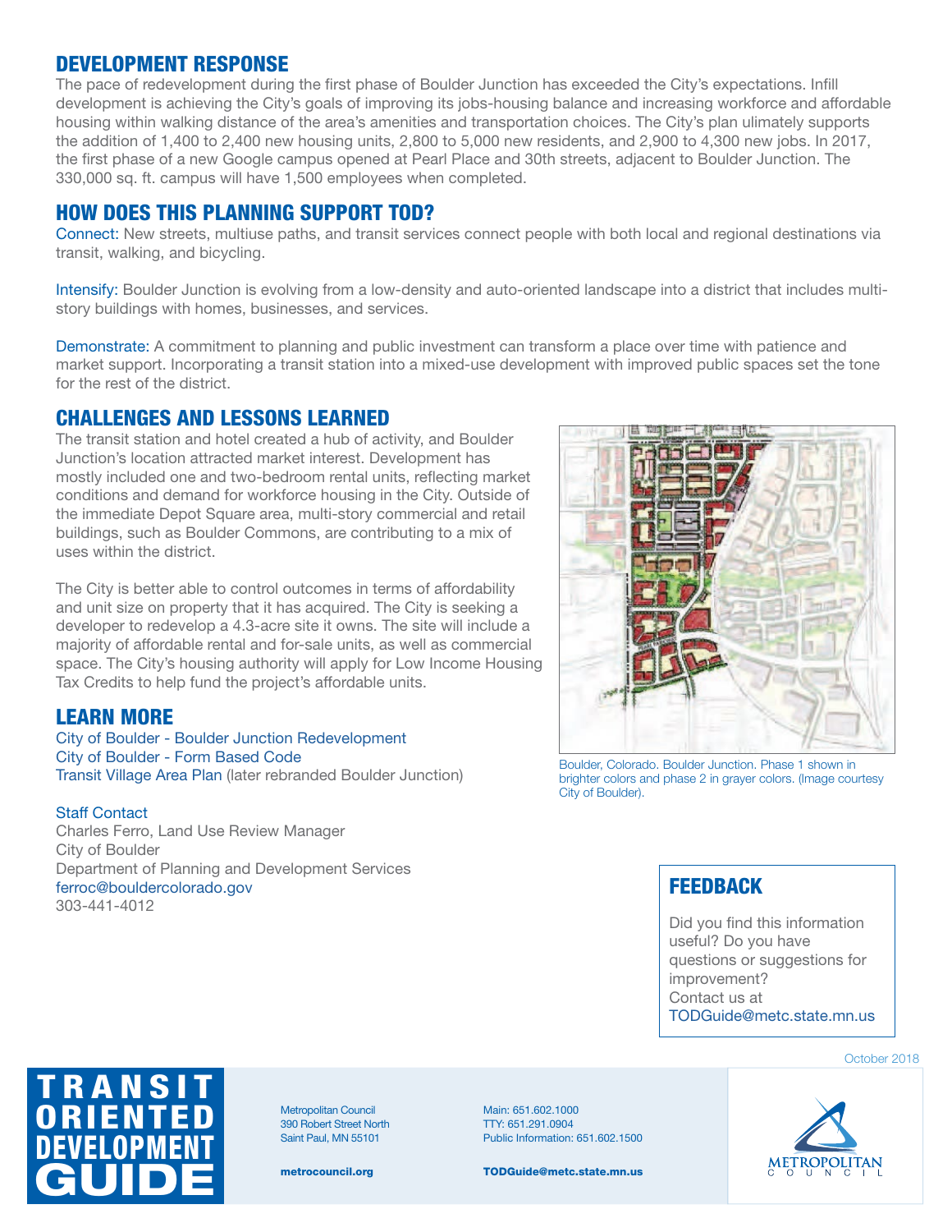## DEVELOPMENT RESPONSE

The pace of redevelopment during the first phase of Boulder Junction has exceeded the City's expectations. Infill development is achieving the City's goals of improving its jobs-housing balance and increasing workforce and affordable housing within walking distance of the area's amenities and transportation choices. The City's plan ulimately supports the addition of 1,400 to 2,400 new housing units, 2,800 to 5,000 new residents, and 2,900 to 4,300 new jobs. In 2017, the first phase of a new Google campus opened at Pearl Place and 30th streets, adjacent to Boulder Junction. The 330,000 sq. ft. campus will have 1,500 employees when completed.

## HOW DOES THIS PLANNING SUPPORT TOD?

Connect: New streets, multiuse paths, and transit services connect people with both local and regional destinations via transit, walking, and bicycling.

Intensify: Boulder Junction is evolving from a low-density and auto-oriented landscape into a district that includes multi-story buildings with homes, businesses, and services.

Demonstrate: A commitment to planning and public investment can transform a place over time with patience and market support. Incorporating a transit station into a mixed-use development with improved public spaces set the tone for the rest of the district.

## CHALLENGES AND LESSONS LEARNED

The transit station and hotel created a hub of activity, and Boulder Junction's location attracted market interest. Development has mostly included one and two-bedroom rental units, reflecting market conditions and demand for workforce housing in the City. Outside of the immediate Depot Square area, multi-story commercial and retail buildings, such as Boulder Commons, are contributing to a mix of uses within the district.

The City is better able to control outcomes in terms of affordability and unit size on property that it has acquired. The City is seeking a developer to redevelop a 4.3-acre site it owns. The site will include a majority of affordable rental and for-sale units, as well as commercial space. The City's housing authority will apply for Low Income Housing Tax Credits to help fund the project's affordable units.

Boulder, Colorado. Boulder Junction. Phase 1 shown in brighter colors and phase 2 in grayer colors. (Image courtesy City of Boulder).

## LEARN MORE

City of Boulder - Boulder Junction Redevelopment
City of Boulder - Form Based Code
Transit Village Area Plan (later rebranded Boulder Junction)

Staff Contact
Charles Ferro, Land Use Review Manager
City of Boulder
Department of Planning and Development Services
ferroc@bouldercolorado.gov
303-441-4012

## FEEDBACK

Did you find this information useful? Do you have questions or suggestions for improvement? Contact us at TODGuide@metc.state.mn.us

October 2018

TRANSIT ORIENTED DEVELOPMENT GUIDE

Metropolitan Council
390 Robert Street North
Saint Paul, MN 55101

**metrocouncil.org**

Main: 651.602.1000
TTY: 651.291.0904
Public Information: 651.602.1500

**TODGuide@metc.state.mn.us**

METROPOLITAN COUNCIL